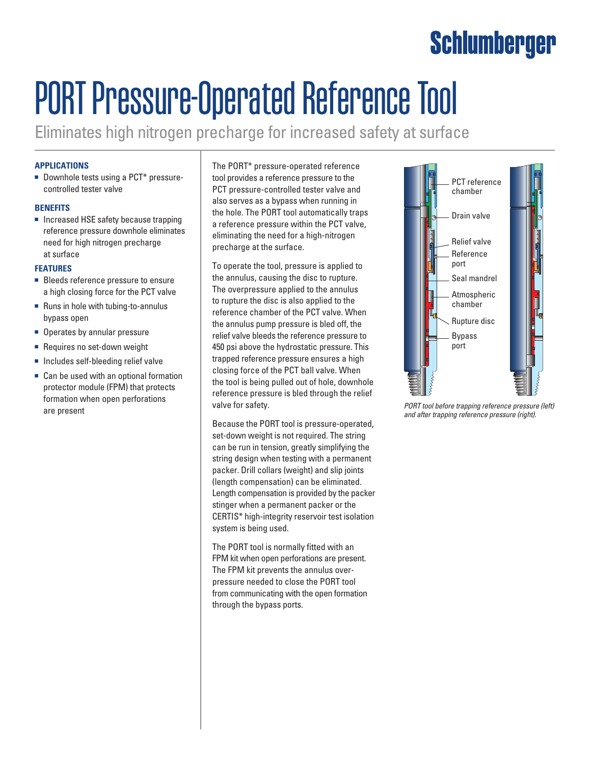Schlumberger

# PORT Pressure-Operated Reference Tool

Eliminates high nitrogen precharge for increased safety at surface

### APPLICATIONS

- Downhole tests using a PCT* pressure-controlled tester valve

### BENEFITS

- Increased HSE safety because trapping reference pressure downhole eliminates need for high nitrogen precharge at surface

### FEATURES

- Bleeds reference pressure to ensure a high closing force for the PCT valve
- Runs in hole with tubing-to-annulus bypass open
- Operates by annular pressure
- Requires no set-down weight
- Includes self-bleeding relief valve
- Can be used with an optional formation protector module (FPM) that protects formation when open perforations are present

The PORT* pressure-operated reference tool provides a reference pressure to the PCT pressure-controlled tester valve and also serves as a bypass when running in the hole. The PORT tool automatically traps a reference pressure within the PCT valve, eliminating the need for a high-nitrogen precharge at the surface.

To operate the tool, pressure is applied to the annulus, causing the disc to rupture. The overpressure applied to the annulus to rupture the disc is also applied to the reference chamber of the PCT valve. When the annulus pump pressure is bled off, the relief valve bleeds the reference pressure to 450 psi above the hydrostatic pressure. This trapped reference pressure ensures a high closing force of the PCT ball valve. When the tool is being pulled out of hole, downhole reference pressure is bled through the relief valve for safety.

Because the PORT tool is pressure-operated, set-down weight is not required. The string can be run in tension, greatly simplifying the string design when testing with a permanent packer. Drill collars (weight) and slip joints (length compensation) can be eliminated. Length compensation is provided by the packer stinger when a permanent packer or the CERTIS* high-integrity reservoir test isolation system is being used.

The PORT tool is normally fitted with an FPM kit when open perforations are present. The FPM kit prevents the annulus over-pressure needed to close the PORT tool from communicating with the open formation through the bypass ports.

PCT reference chamber

Drain valve

Relief valve

Reference port

Seal mandrel

Atmospheric chamber

Rupture disc

Bypass port

*PORT tool before trapping reference pressure (left) and after trapping reference pressure (right).*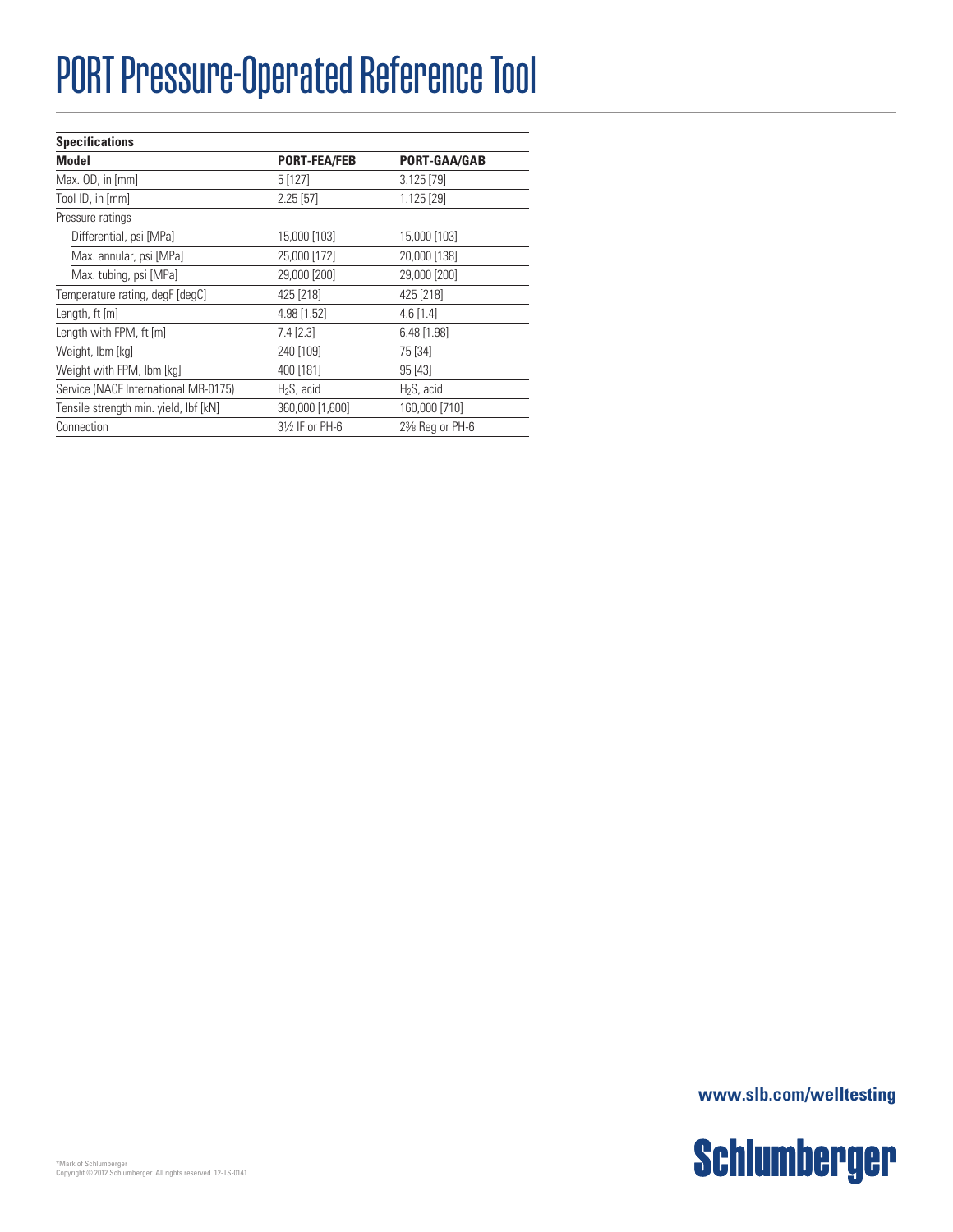# PORT Pressure-Operated Reference Tool

| Specifications | | |
|---|---|---|
| **Model** | **PORT-FEA/FEB** | **PORT-GAA/GAB** |
| Max. OD, in [mm] | 5 [127] | 3.125 [79] |
| Tool ID, in [mm] | 2.25 [57] | 1.125 [29] |
| Pressure ratings | | |
| Differential, psi [MPa] | 15,000 [103] | 15,000 [103] |
| Max. annular, psi [MPa] | 25,000 [172] | 20,000 [138] |
| Max. tubing, psi [MPa] | 29,000 [200] | 29,000 [200] |
| Temperature rating, degF [degC] | 425 [218] | 425 [218] |
| Length, ft [m] | 4.98 [1.52] | 4.6 [1.4] |
| Length with FPM, ft [m] | 7.4 [2.3] | 6.48 [1.98] |
| Weight, lbm [kg] | 240 [109] | 75 [34] |
| Weight with FPM, lbm [kg] | 400 [181] | 95 [43] |
| Service (NACE International MR-0175) | $H_2S$, acid | $H_2S$, acid |
| Tensile strength min. yield, lbf [kN] | 360,000 [1,600] | 160,000 [710] |
| Connection | 3½ IF or PH-6 | 2⅜ Reg or PH-6 |

www.slb.com/welltesting

*Mark of Schlumberger
Copyright © 2012 Schlumberger. All rights reserved. 12-TS-0141

Schlumberger